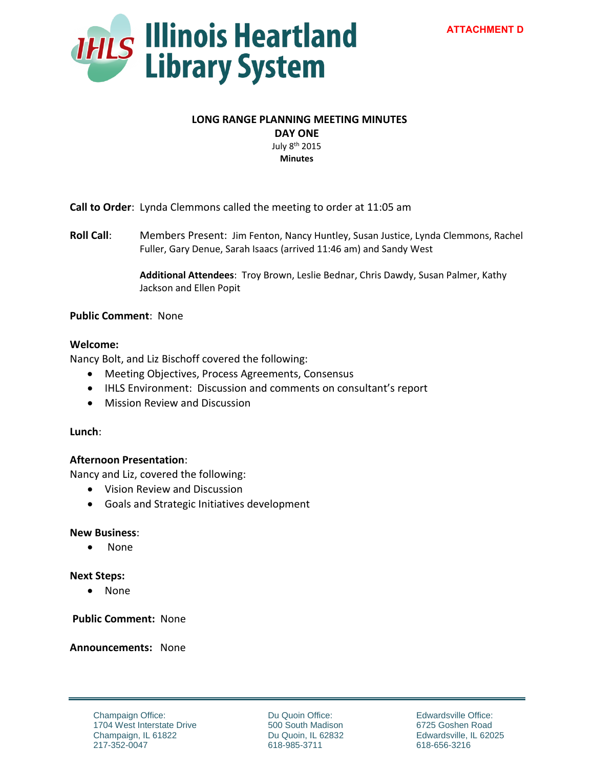ATTACHMENT D

# Illinois Heartland Library System

## LONG RANGE PLANNING MEETING MINUTES

## DAY ONE

July 8th 2015

**Minutes**

**Call to Order**: Lynda Clemmons called the meeting to order at 11:05 am

**Roll Call**: Members Present: Jim Fenton, Nancy Huntley, Susan Justice, Lynda Clemmons, Rachel Fuller, Gary Denue, Sarah Isaacs (arrived 11:46 am) and Sandy West

**Additional Attendees**: Troy Brown, Leslie Bednar, Chris Dawdy, Susan Palmer, Kathy Jackson and Ellen Popit

**Public Comment**: None

**Welcome:**

Nancy Bolt, and Liz Bischoff covered the following:

- Meeting Objectives, Process Agreements, Consensus
- IHLS Environment: Discussion and comments on consultant's report
- Mission Review and Discussion

**Lunch**:

**Afternoon Presentation**:

Nancy and Liz, covered the following:

- Vision Review and Discussion
- Goals and Strategic Initiatives development

**New Business**:

- None

**Next Steps:**

- None

**Public Comment:** None

**Announcements:** None

Champaign Office:
1704 West Interstate Drive
Champaign, IL 61822
217-352-0047

Du Quoin Office:
500 South Madison
Du Quoin, IL 62832
618-985-3711

Edwardsville Office:
6725 Goshen Road
Edwardsville, IL 62025
618-656-3216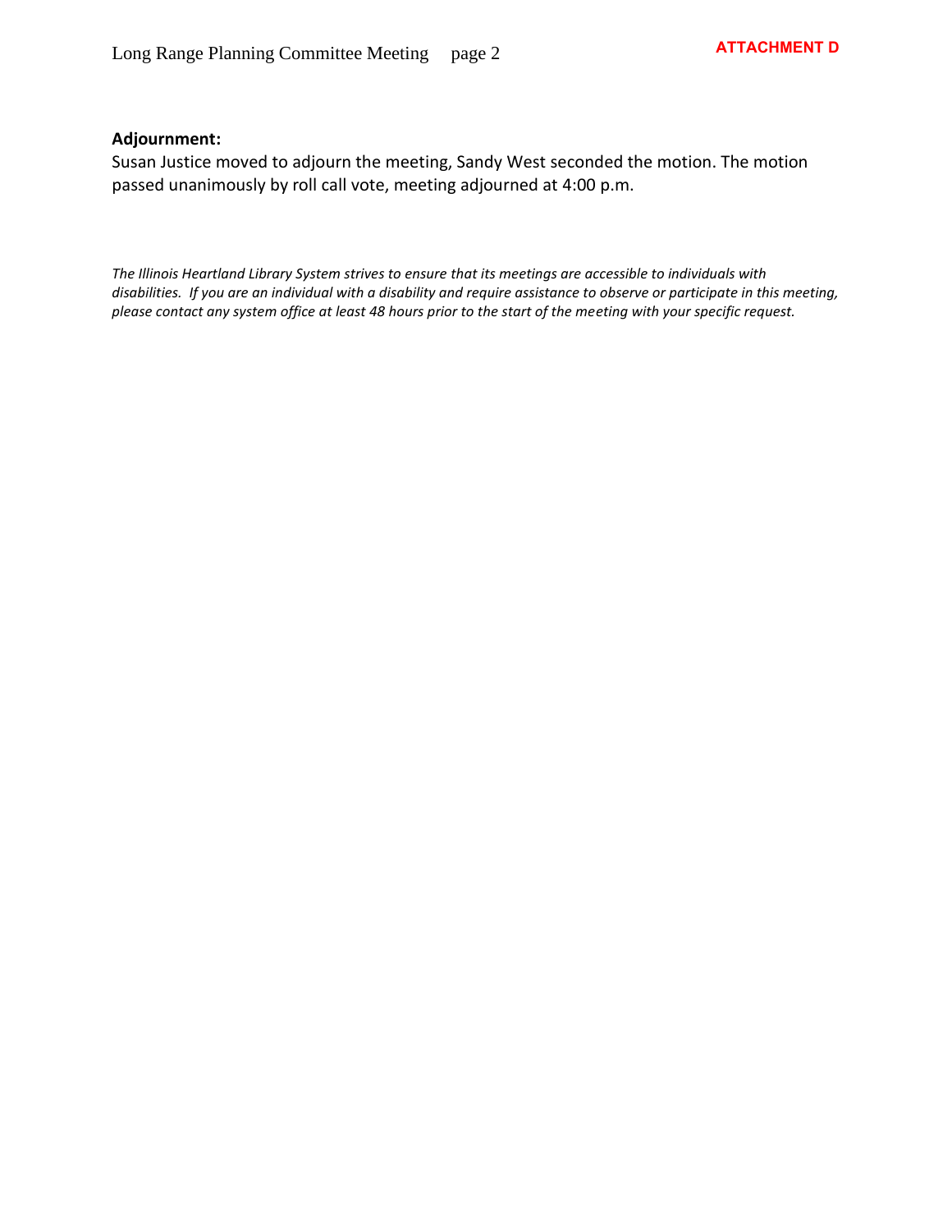**Adjournment:**

Susan Justice moved to adjourn the meeting, Sandy West seconded the motion. The motion passed unanimously by roll call vote, meeting adjourned at 4:00 p.m.

*The Illinois Heartland Library System strives to ensure that its meetings are accessible to individuals with disabilities. If you are an individual with a disability and require assistance to observe or participate in this meeting, please contact any system office at least 48 hours prior to the start of the meeting with your specific request.*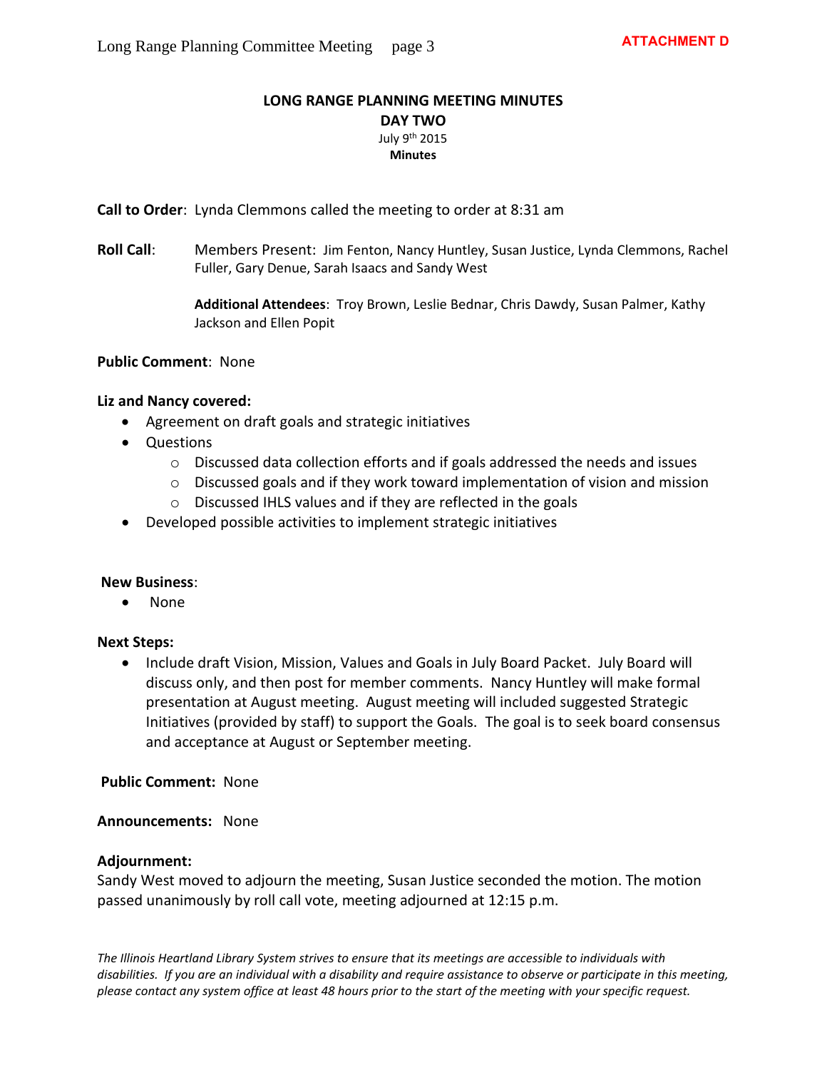ATTACHMENT D

**LONG RANGE PLANNING MEETING MINUTES**
**DAY TWO**
July 9th 2015
**Minutes**

**Call to Order**: Lynda Clemmons called the meeting to order at 8:31 am

**Roll Call**: Members Present: Jim Fenton, Nancy Huntley, Susan Justice, Lynda Clemmons, Rachel Fuller, Gary Denue, Sarah Isaacs and Sandy West

**Additional Attendees**: Troy Brown, Leslie Bednar, Chris Dawdy, Susan Palmer, Kathy Jackson and Ellen Popit

**Public Comment**: None

**Liz and Nancy covered:**

- Agreement on draft goals and strategic initiatives
- Questions
  - Discussed data collection efforts and if goals addressed the needs and issues
  - Discussed goals and if they work toward implementation of vision and mission
  - Discussed IHLS values and if they are reflected in the goals
- Developed possible activities to implement strategic initiatives

**New Business**:

- None

**Next Steps:**

- Include draft Vision, Mission, Values and Goals in July Board Packet. July Board will discuss only, and then post for member comments. Nancy Huntley will make formal presentation at August meeting. August meeting will included suggested Strategic Initiatives (provided by staff) to support the Goals. The goal is to seek board consensus and acceptance at August or September meeting.

**Public Comment:** None

**Announcements:** None

**Adjournment:**
Sandy West moved to adjourn the meeting, Susan Justice seconded the motion. The motion passed unanimously by roll call vote, meeting adjourned at 12:15 p.m.

*The Illinois Heartland Library System strives to ensure that its meetings are accessible to individuals with disabilities. If you are an individual with a disability and require assistance to observe or participate in this meeting, please contact any system office at least 48 hours prior to the start of the meeting with your specific request.*